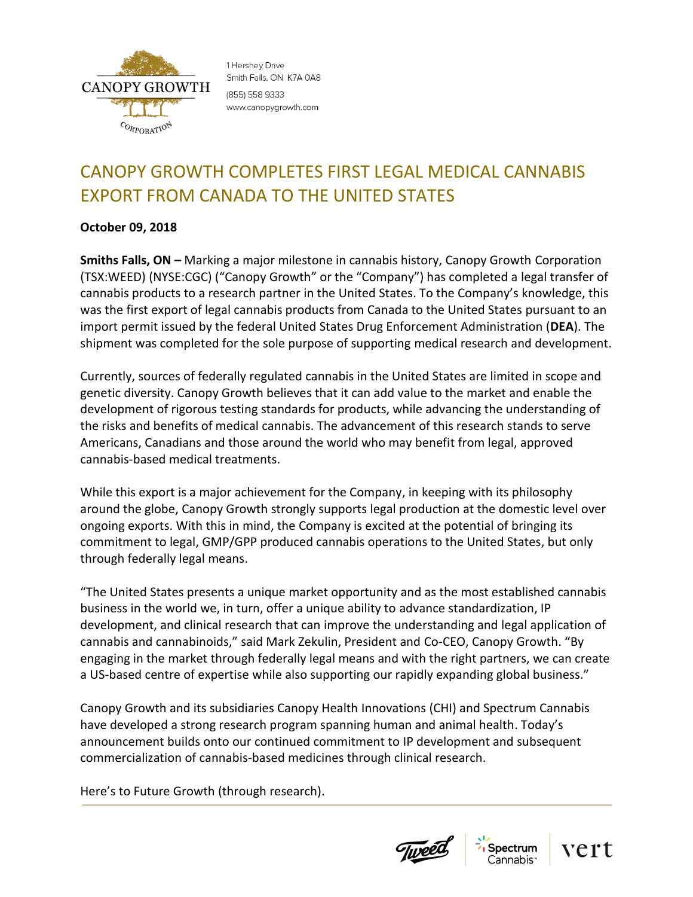CANOPY GROWTH CORPORATION

1 Hershey Drive
Smith Falls, ON K7A 0A8
(855) 558 9333
www.canopygrowth.com

# CANOPY GROWTH COMPLETES FIRST LEGAL MEDICAL CANNABIS EXPORT FROM CANADA TO THE UNITED STATES

**October 09, 2018**

**Smiths Falls, ON –** Marking a major milestone in cannabis history, Canopy Growth Corporation (TSX:WEED) (NYSE:CGC) ("Canopy Growth" or the "Company") has completed a legal transfer of cannabis products to a research partner in the United States. To the Company's knowledge, this was the first export of legal cannabis products from Canada to the United States pursuant to an import permit issued by the federal United States Drug Enforcement Administration (**DEA**). The shipment was completed for the sole purpose of supporting medical research and development.

Currently, sources of federally regulated cannabis in the United States are limited in scope and genetic diversity. Canopy Growth believes that it can add value to the market and enable the development of rigorous testing standards for products, while advancing the understanding of the risks and benefits of medical cannabis. The advancement of this research stands to serve Americans, Canadians and those around the world who may benefit from legal, approved cannabis-based medical treatments.

While this export is a major achievement for the Company, in keeping with its philosophy around the globe, Canopy Growth strongly supports legal production at the domestic level over ongoing exports. With this in mind, the Company is excited at the potential of bringing its commitment to legal, GMP/GPP produced cannabis operations to the United States, but only through federally legal means.

"The United States presents a unique market opportunity and as the most established cannabis business in the world we, in turn, offer a unique ability to advance standardization, IP development, and clinical research that can improve the understanding and legal application of cannabis and cannabinoids," said Mark Zekulin, President and Co-CEO, Canopy Growth. "By engaging in the market through federally legal means and with the right partners, we can create a US-based centre of expertise while also supporting our rapidly expanding global business."

Canopy Growth and its subsidiaries Canopy Health Innovations (CHI) and Spectrum Cannabis have developed a strong research program spanning human and animal health. Today's announcement builds onto our continued commitment to IP development and subsequent commercialization of cannabis-based medicines through clinical research.

Here's to Future Growth (through research).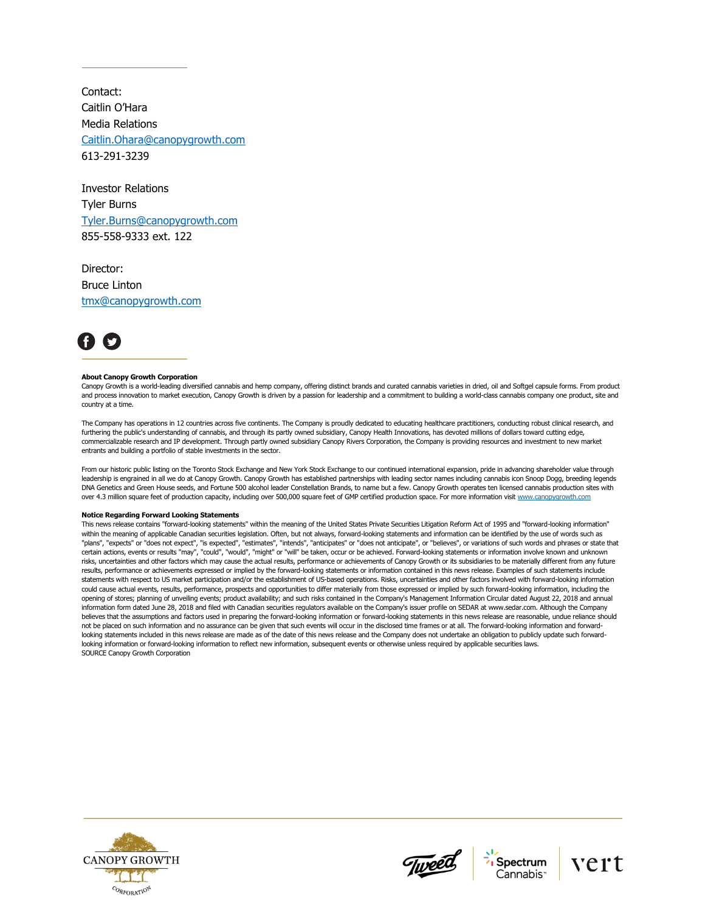Contact:
Caitlin O'Hara
Media Relations
Caitlin.Ohara@canopygrowth.com
613-291-3239

Investor Relations
Tyler Burns
Tyler.Burns@canopygrowth.com
855-558-9333 ext. 122

Director:
Bruce Linton
tmx@canopygrowth.com

**About Canopy Growth Corporation**

Canopy Growth is a world-leading diversified cannabis and hemp company, offering distinct brands and curated cannabis varieties in dried, oil and Softgel capsule forms. From product and process innovation to market execution, Canopy Growth is driven by a passion for leadership and a commitment to building a world-class cannabis company one product, site and country at a time.

The Company has operations in 12 countries across five continents. The Company is proudly dedicated to educating healthcare practitioners, conducting robust clinical research, and furthering the public's understanding of cannabis, and through its partly owned subsidiary, Canopy Health Innovations, has devoted millions of dollars toward cutting edge, commercializable research and IP development. Through partly owned subsidiary Canopy Rivers Corporation, the Company is providing resources and investment to new market entrants and building a portfolio of stable investments in the sector.

From our historic public listing on the Toronto Stock Exchange and New York Stock Exchange to our continued international expansion, pride in advancing shareholder value through leadership is engrained in all we do at Canopy Growth. Canopy Growth has established partnerships with leading sector names including cannabis icon Snoop Dogg, breeding legends DNA Genetics and Green House seeds, and Fortune 500 alcohol leader Constellation Brands, to name but a few. Canopy Growth operates ten licensed cannabis production sites with over 4.3 million square feet of production capacity, including over 500,000 square feet of GMP certified production space. For more information visit www.canopygrowth.com

**Notice Regarding Forward Looking Statements**

This news release contains "forward-looking statements" within the meaning of the United States Private Securities Litigation Reform Act of 1995 and "forward-looking information" within the meaning of applicable Canadian securities legislation. Often, but not always, forward-looking statements and information can be identified by the use of words such as "plans", "expects" or "does not expect", "is expected", "estimates", "intends", "anticipates" or "does not anticipate", or "believes", or variations of such words and phrases or state that certain actions, events or results "may", "could", "would", "might" or "will" be taken, occur or be achieved. Forward-looking statements or information involve known and unknown risks, uncertainties and other factors which may cause the actual results, performance or achievements of Canopy Growth or its subsidiaries to be materially different from any future results, performance or achievements expressed or implied by the forward-looking statements or information contained in this news release. Examples of such statements include statements with respect to US market participation and/or the establishment of US-based operations. Risks, uncertainties and other factors involved with forward-looking information could cause actual events, results, performance, prospects and opportunities to differ materially from those expressed or implied by such forward-looking information, including the opening of stores; planning of unveiling events; product availability; and such risks contained in the Company's Management Information Circular dated August 22, 2018 and annual information form dated June 28, 2018 and filed with Canadian securities regulators available on the Company's issuer profile on SEDAR at www.sedar.com. Although the Company believes that the assumptions and factors used in preparing the forward-looking information or forward-looking statements in this news release are reasonable, undue reliance should not be placed on such information and no assurance can be given that such events will occur in the disclosed time frames or at all. The forward-looking information and forward-looking statements included in this news release are made as of the date of this news release and the Company does not undertake an obligation to publicly update such forward-looking information or forward-looking information to reflect new information, subsequent events or otherwise unless required by applicable securities laws.
SOURCE Canopy Growth Corporation